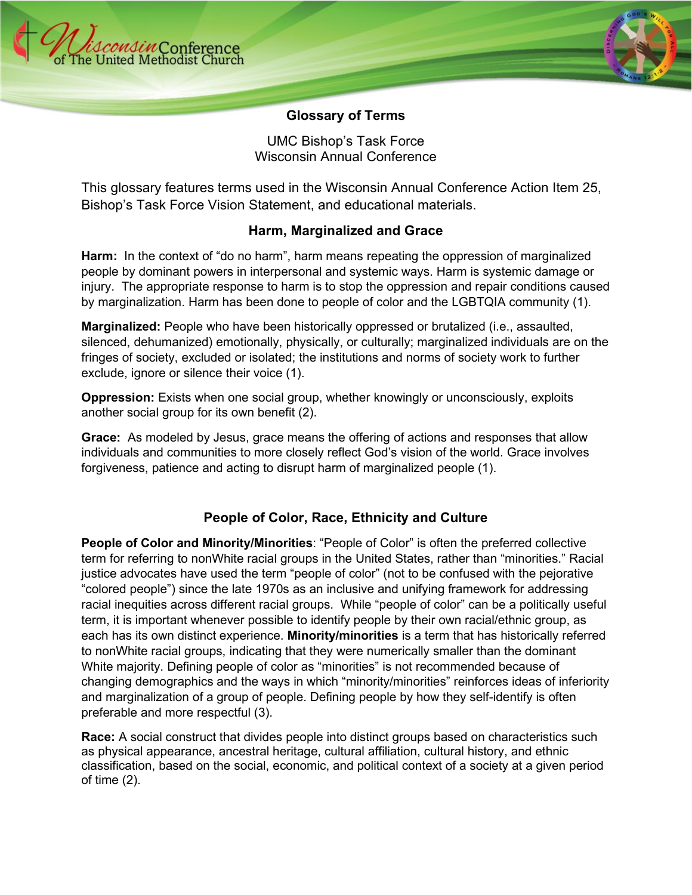# Glossary of Terms

UMC Bishop's Task Force
Wisconsin Annual Conference

This glossary features terms used in the Wisconsin Annual Conference Action Item 25, Bishop's Task Force Vision Statement, and educational materials.

## Harm, Marginalized and Grace

**Harm:** In the context of "do no harm", harm means repeating the oppression of marginalized people by dominant powers in interpersonal and systemic ways. Harm is systemic damage or injury. The appropriate response to harm is to stop the oppression and repair conditions caused by marginalization. Harm has been done to people of color and the LGBTQIA community (1).

**Marginalized:** People who have been historically oppressed or brutalized (i.e., assaulted, silenced, dehumanized) emotionally, physically, or culturally; marginalized individuals are on the fringes of society, excluded or isolated; the institutions and norms of society work to further exclude, ignore or silence their voice (1).

**Oppression:** Exists when one social group, whether knowingly or unconsciously, exploits another social group for its own benefit (2).

**Grace:** As modeled by Jesus, grace means the offering of actions and responses that allow individuals and communities to more closely reflect God's vision of the world. Grace involves forgiveness, patience and acting to disrupt harm of marginalized people (1).

## People of Color, Race, Ethnicity and Culture

**People of Color and Minority/Minorities**: "People of Color" is often the preferred collective term for referring to nonWhite racial groups in the United States, rather than "minorities." Racial justice advocates have used the term "people of color" (not to be confused with the pejorative "colored people") since the late 1970s as an inclusive and unifying framework for addressing racial inequities across different racial groups. While "people of color" can be a politically useful term, it is important whenever possible to identify people by their own racial/ethnic group, as each has its own distinct experience. **Minority/minorities** is a term that has historically referred to nonWhite racial groups, indicating that they were numerically smaller than the dominant White majority. Defining people of color as "minorities" is not recommended because of changing demographics and the ways in which "minority/minorities" reinforces ideas of inferiority and marginalization of a group of people. Defining people by how they self-identify is often preferable and more respectful (3).

**Race:** A social construct that divides people into distinct groups based on characteristics such as physical appearance, ancestral heritage, cultural affiliation, cultural history, and ethnic classification, based on the social, economic, and political context of a society at a given period of time (2).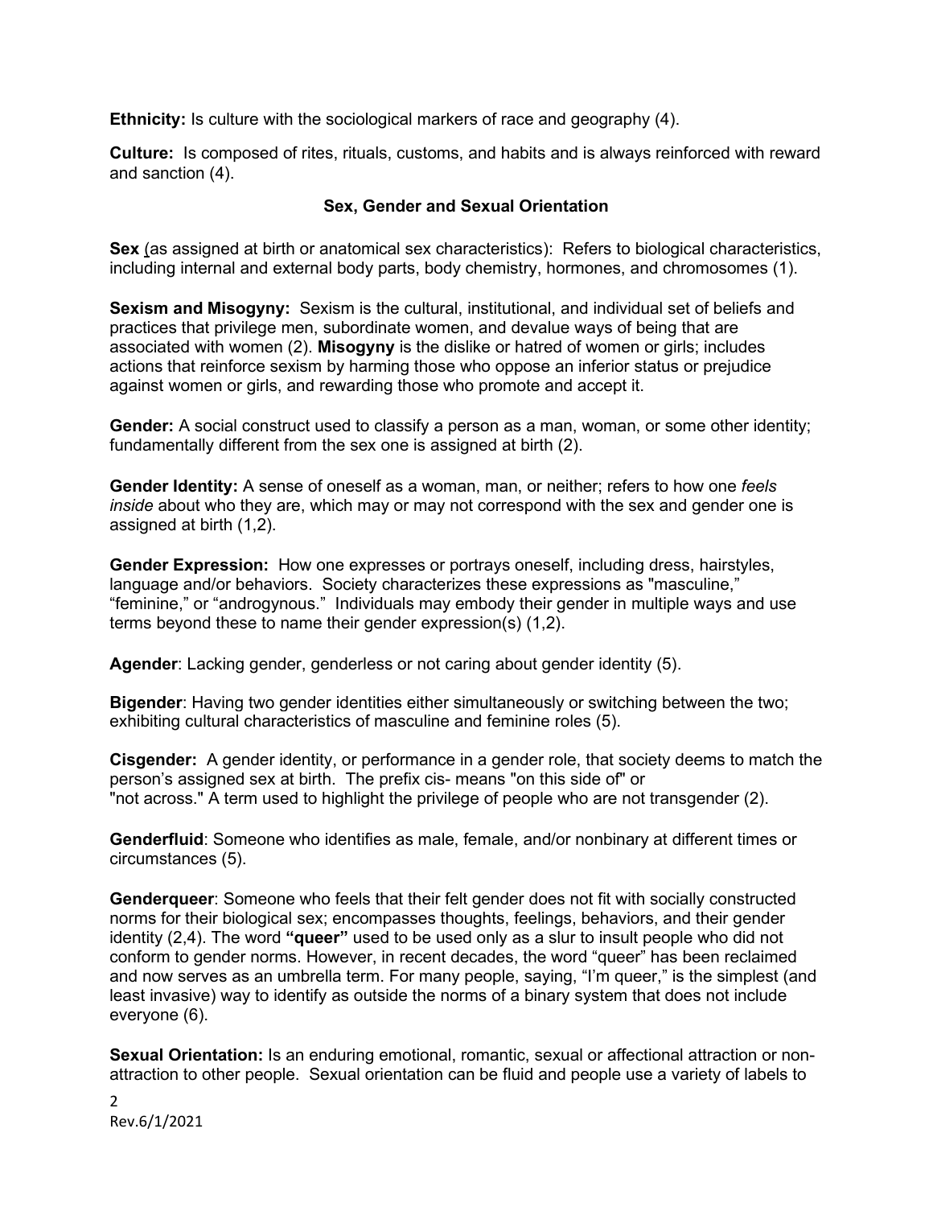**Ethnicity:** Is culture with the sociological markers of race and geography (4).

**Culture:** Is composed of rites, rituals, customs, and habits and is always reinforced with reward and sanction (4).

### Sex, Gender and Sexual Orientation

**Sex** (as assigned at birth or anatomical sex characteristics): Refers to biological characteristics, including internal and external body parts, body chemistry, hormones, and chromosomes (1).

**Sexism and Misogyny:** Sexism is the cultural, institutional, and individual set of beliefs and practices that privilege men, subordinate women, and devalue ways of being that are associated with women (2). **Misogyny** is the dislike or hatred of women or girls; includes actions that reinforce sexism by harming those who oppose an inferior status or prejudice against women or girls, and rewarding those who promote and accept it.

**Gender:** A social construct used to classify a person as a man, woman, or some other identity; fundamentally different from the sex one is assigned at birth (2).

**Gender Identity:** A sense of oneself as a woman, man, or neither; refers to how one *feels inside* about who they are, which may or may not correspond with the sex and gender one is assigned at birth (1,2).

**Gender Expression:** How one expresses or portrays oneself, including dress, hairstyles, language and/or behaviors. Society characterizes these expressions as "masculine," "feminine," or "androgynous." Individuals may embody their gender in multiple ways and use terms beyond these to name their gender expression(s) (1,2).

**Agender**: Lacking gender, genderless or not caring about gender identity (5).

**Bigender**: Having two gender identities either simultaneously or switching between the two; exhibiting cultural characteristics of masculine and feminine roles (5).

**Cisgender:** A gender identity, or performance in a gender role, that society deems to match the person's assigned sex at birth. The prefix cis- means "on this side of" or "not across." A term used to highlight the privilege of people who are not transgender (2).

**Genderfluid**: Someone who identifies as male, female, and/or nonbinary at different times or circumstances (5).

**Genderqueer**: Someone who feels that their felt gender does not fit with socially constructed norms for their biological sex; encompasses thoughts, feelings, behaviors, and their gender identity (2,4). The word **"queer"** used to be used only as a slur to insult people who did not conform to gender norms. However, in recent decades, the word "queer" has been reclaimed and now serves as an umbrella term. For many people, saying, "I'm queer," is the simplest (and least invasive) way to identify as outside the norms of a binary system that does not include everyone (6).

**Sexual Orientation:** Is an enduring emotional, romantic, sexual or affectional attraction or non-attraction to other people. Sexual orientation can be fluid and people use a variety of labels to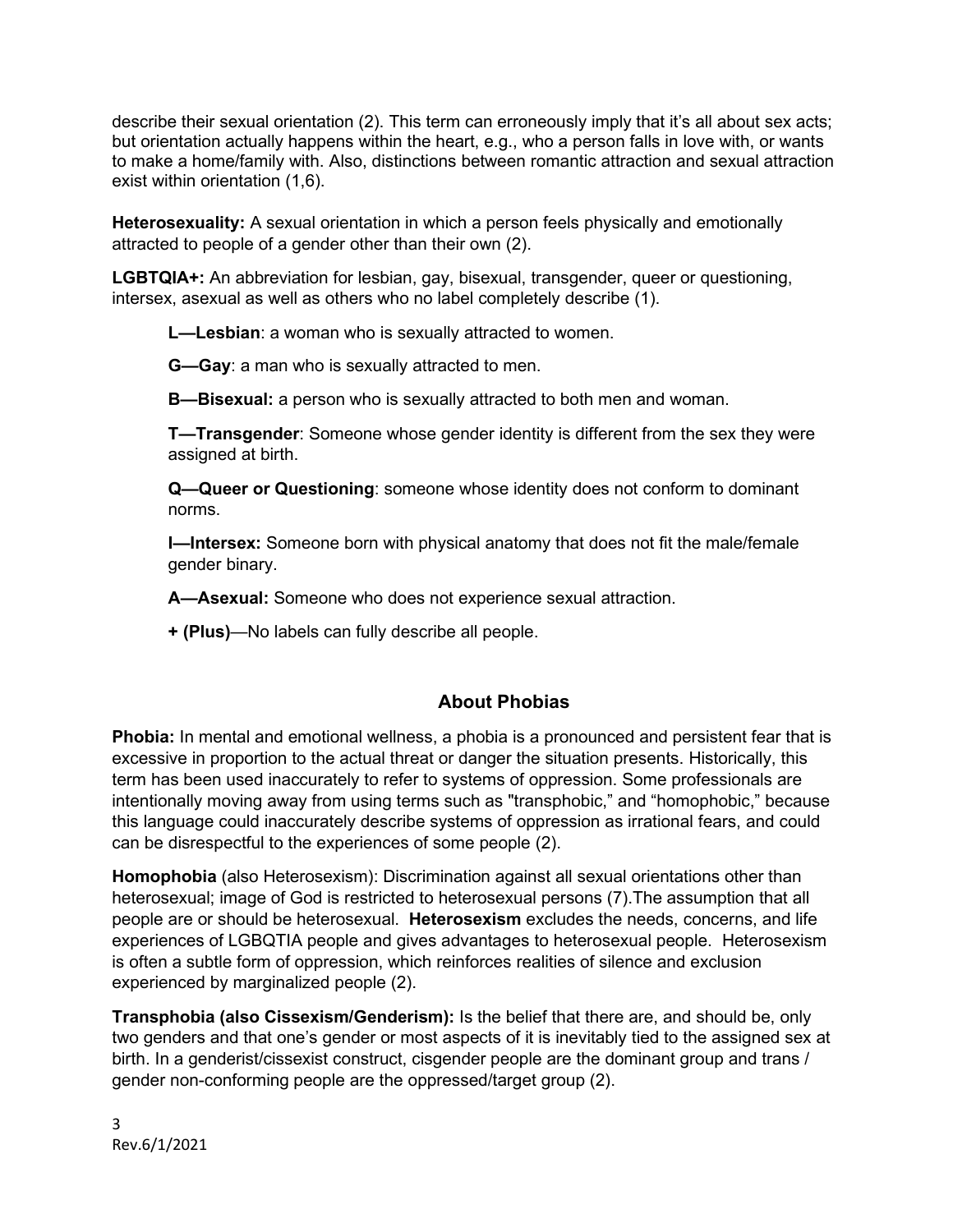describe their sexual orientation (2). This term can erroneously imply that it's all about sex acts; but orientation actually happens within the heart, e.g., who a person falls in love with, or wants to make a home/family with. Also, distinctions between romantic attraction and sexual attraction exist within orientation (1,6).

**Heterosexuality:** A sexual orientation in which a person feels physically and emotionally attracted to people of a gender other than their own (2).

**LGBTQIA+:** An abbreviation for lesbian, gay, bisexual, transgender, queer or questioning, intersex, asexual as well as others who no label completely describe (1).

> **L—Lesbian**: a woman who is sexually attracted to women.
>
> **G—Gay**: a man who is sexually attracted to men.
>
> **B—Bisexual:** a person who is sexually attracted to both men and woman.
>
> **T—Transgender**: Someone whose gender identity is different from the sex they were assigned at birth.
>
> **Q—Queer or Questioning**: someone whose identity does not conform to dominant norms.
>
> **I—Intersex:** Someone born with physical anatomy that does not fit the male/female gender binary.
>
> **A—Asexual:** Someone who does not experience sexual attraction.
>
> **+ (Plus)**—No labels can fully describe all people.

## About Phobias

**Phobia:** In mental and emotional wellness, a phobia is a pronounced and persistent fear that is excessive in proportion to the actual threat or danger the situation presents. Historically, this term has been used inaccurately to refer to systems of oppression. Some professionals are intentionally moving away from using terms such as "transphobic," and "homophobic," because this language could inaccurately describe systems of oppression as irrational fears, and could can be disrespectful to the experiences of some people (2).

**Homophobia** (also Heterosexism): Discrimination against all sexual orientations other than heterosexual; image of God is restricted to heterosexual persons (7).The assumption that all people are or should be heterosexual. **Heterosexism** excludes the needs, concerns, and life experiences of LGBQTIA people and gives advantages to heterosexual people. Heterosexism is often a subtle form of oppression, which reinforces realities of silence and exclusion experienced by marginalized people (2).

**Transphobia (also Cissexism/Genderism):** Is the belief that there are, and should be, only two genders and that one's gender or most aspects of it is inevitably tied to the assigned sex at birth. In a genderist/cissexist construct, cisgender people are the dominant group and trans / gender non-conforming people are the oppressed/target group (2).

Rev.6/1/2021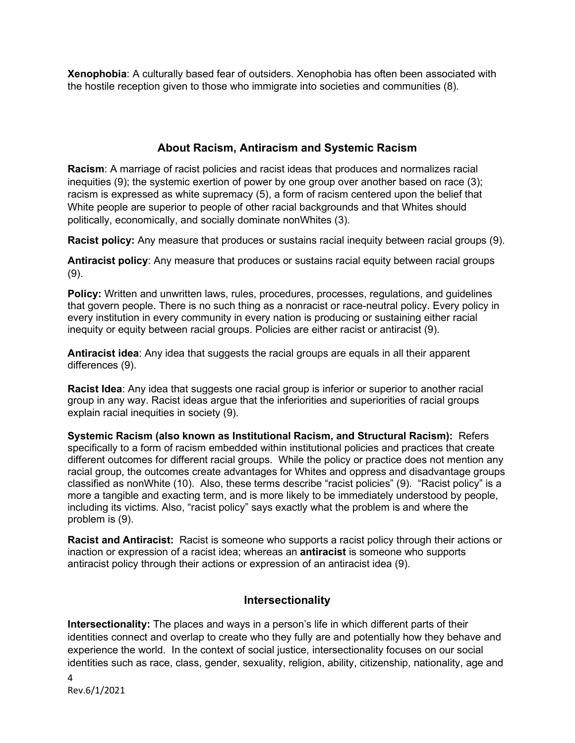**Xenophobia**: A culturally based fear of outsiders. Xenophobia has often been associated with the hostile reception given to those who immigrate into societies and communities (8).

## About Racism, Antiracism and Systemic Racism

**Racism**: A marriage of racist policies and racist ideas that produces and normalizes racial inequities (9); the systemic exertion of power by one group over another based on race (3); racism is expressed as white supremacy (5), a form of racism centered upon the belief that White people are superior to people of other racial backgrounds and that Whites should politically, economically, and socially dominate nonWhites (3).

**Racist policy:** Any measure that produces or sustains racial inequity between racial groups (9).

**Antiracist policy**: Any measure that produces or sustains racial equity between racial groups (9).

**Policy:** Written and unwritten laws, rules, procedures, processes, regulations, and guidelines that govern people. There is no such thing as a nonracist or race-neutral policy. Every policy in every institution in every community in every nation is producing or sustaining either racial inequity or equity between racial groups. Policies are either racist or antiracist (9).

**Antiracist idea**: Any idea that suggests the racial groups are equals in all their apparent differences (9).

**Racist Idea**: Any idea that suggests one racial group is inferior or superior to another racial group in any way. Racist ideas argue that the inferiorities and superiorities of racial groups explain racial inequities in society (9).

**Systemic Racism (also known as Institutional Racism, and Structural Racism):** Refers specifically to a form of racism embedded within institutional policies and practices that create different outcomes for different racial groups. While the policy or practice does not mention any racial group, the outcomes create advantages for Whites and oppress and disadvantage groups classified as nonWhite (10). Also, these terms describe "racist policies" (9). "Racist policy" is a more a tangible and exacting term, and is more likely to be immediately understood by people, including its victims. Also, "racist policy" says exactly what the problem is and where the problem is (9).

**Racist and Antiracist:** Racist is someone who supports a racist policy through their actions or inaction or expression of a racist idea; whereas an **antiracist** is someone who supports antiracist policy through their actions or expression of an antiracist idea (9).

## Intersectionality

**Intersectionality:** The places and ways in a person's life in which different parts of their identities connect and overlap to create who they fully are and potentially how they behave and experience the world. In the context of social justice, intersectionality focuses on our social identities such as race, class, gender, sexuality, religion, ability, citizenship, nationality, age and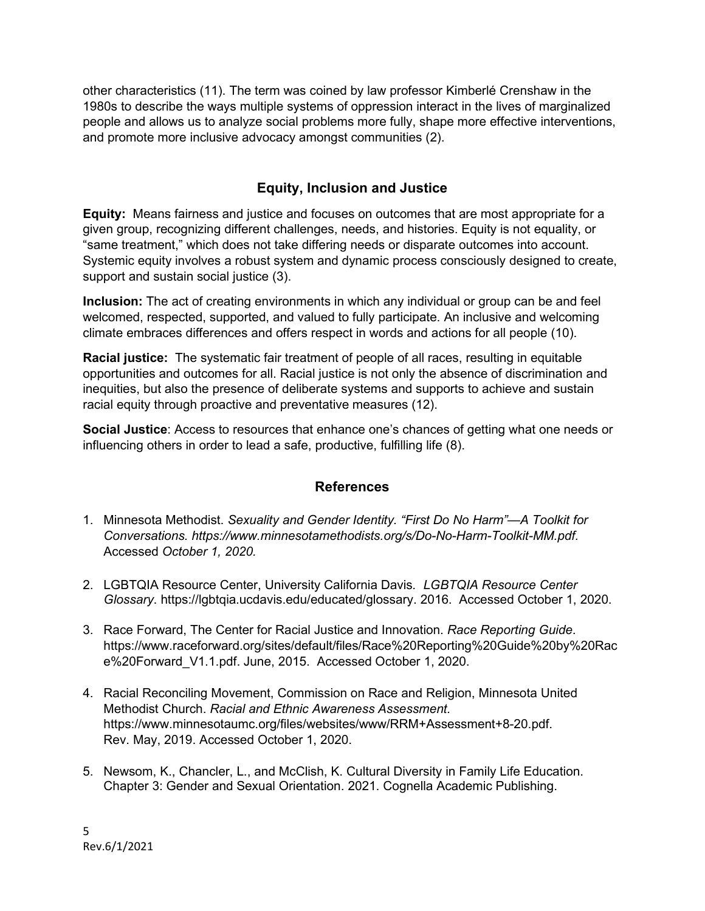other characteristics (11). The term was coined by law professor Kimberlé Crenshaw in the 1980s to describe the ways multiple systems of oppression interact in the lives of marginalized people and allows us to analyze social problems more fully, shape more effective interventions, and promote more inclusive advocacy amongst communities (2).

## Equity, Inclusion and Justice

**Equity:** Means fairness and justice and focuses on outcomes that are most appropriate for a given group, recognizing different challenges, needs, and histories. Equity is not equality, or "same treatment," which does not take differing needs or disparate outcomes into account. Systemic equity involves a robust system and dynamic process consciously designed to create, support and sustain social justice (3).

**Inclusion:** The act of creating environments in which any individual or group can be and feel welcomed, respected, supported, and valued to fully participate. An inclusive and welcoming climate embraces differences and offers respect in words and actions for all people (10).

**Racial justice:** The systematic fair treatment of people of all races, resulting in equitable opportunities and outcomes for all. Racial justice is not only the absence of discrimination and inequities, but also the presence of deliberate systems and supports to achieve and sustain racial equity through proactive and preventative measures (12).

**Social Justice**: Access to resources that enhance one's chances of getting what one needs or influencing others in order to lead a safe, productive, fulfilling life (8).

## References

1. Minnesota Methodist. *Sexuality and Gender Identity. "First Do No Harm"—A Toolkit for Conversations. https://www.minnesotamethodists.org/s/Do-No-Harm-Toolkit-MM.pdf.* Accessed *October 1, 2020.*

2. LGBTQIA Resource Center, University California Davis*. LGBTQIA Resource Center Glossary*. https://lgbtqia.ucdavis.edu/educated/glossary. 2016. Accessed October 1, 2020.

3. Race Forward, The Center for Racial Justice and Innovation. *Race Reporting Guide*. https://www.raceforward.org/sites/default/files/Race%20Reporting%20Guide%20by%20Race%20Forward_V1.1.pdf. June, 2015. Accessed October 1, 2020.

4. Racial Reconciling Movement, Commission on Race and Religion, Minnesota United Methodist Church. *Racial and Ethnic Awareness Assessment.* https://www.minnesotaumc.org/files/websites/www/RRM+Assessment+8-20.pdf. Rev. May, 2019. Accessed October 1, 2020.

5. Newsom, K., Chancler, L., and McClish, K. Cultural Diversity in Family Life Education. Chapter 3: Gender and Sexual Orientation. 2021. Cognella Academic Publishing.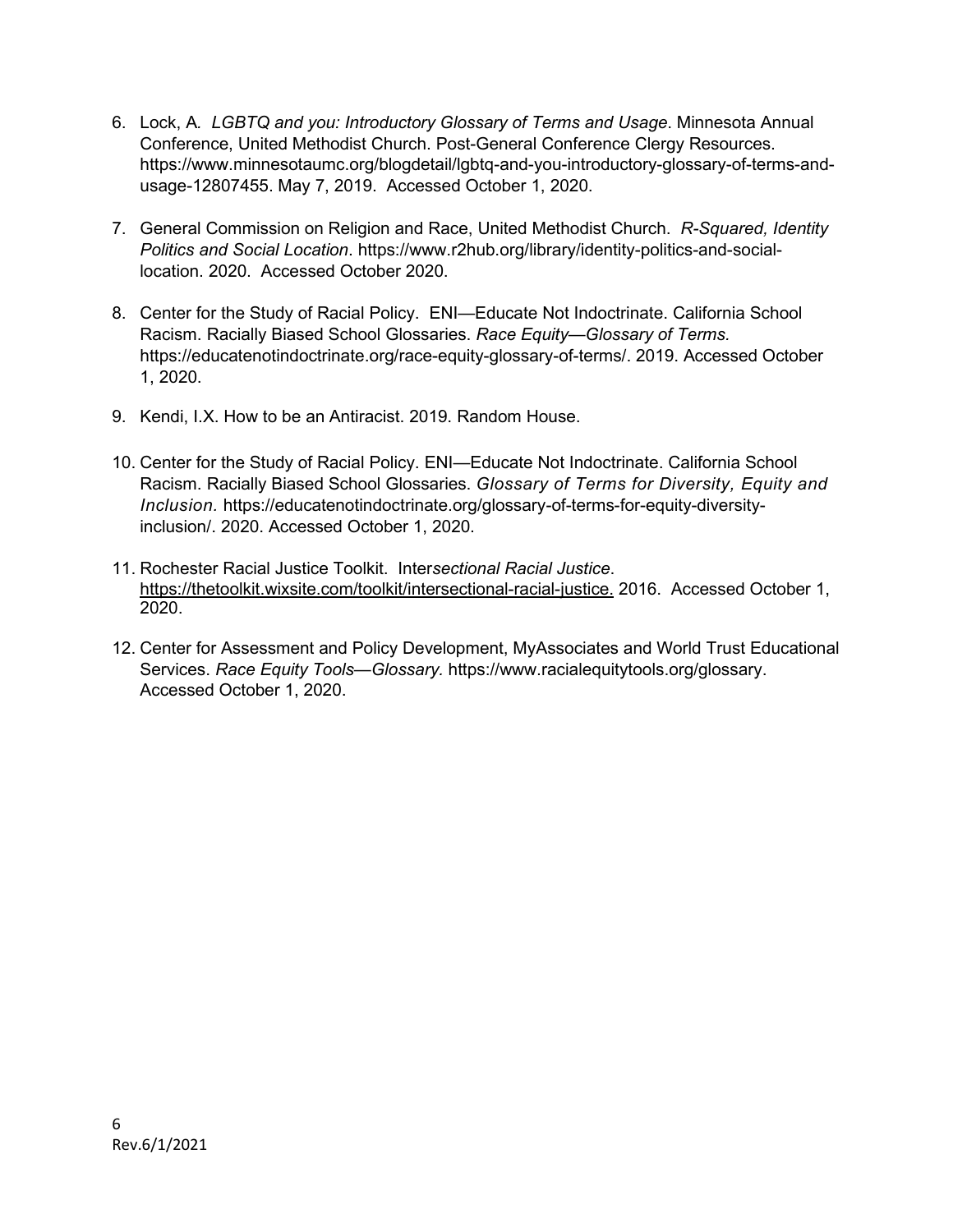6. Lock, A. *LGBTQ and you: Introductory Glossary of Terms and Usage*. Minnesota Annual Conference, United Methodist Church. Post-General Conference Clergy Resources. https://www.minnesotaumc.org/blogdetail/lgbtq-and-you-introductory-glossary-of-terms-and-usage-12807455. May 7, 2019. Accessed October 1, 2020.

7. General Commission on Religion and Race, United Methodist Church. *R-Squared, Identity Politics and Social Location*. https://www.r2hub.org/library/identity-politics-and-social-location. 2020. Accessed October 2020.

8. Center for the Study of Racial Policy. ENI—Educate Not Indoctrinate. California School Racism. Racially Biased School Glossaries. *Race Equity—Glossary of Terms.* https://educatenotindoctrinate.org/race-equity-glossary-of-terms/. 2019. Accessed October 1, 2020.

9. Kendi, I.X. How to be an Antiracist. 2019. Random House.

10. Center for the Study of Racial Policy. ENI—Educate Not Indoctrinate. California School Racism. Racially Biased School Glossaries. *Glossary of Terms for Diversity, Equity and Inclusion.* https://educatenotindoctrinate.org/glossary-of-terms-for-equity-diversity-inclusion/. 2020. Accessed October 1, 2020.

11. Rochester Racial Justice Toolkit. Inter*sectional Racial Justice*. https://thetoolkit.wixsite.com/toolkit/intersectional-racial-justice. 2016. Accessed October 1, 2020.

12. Center for Assessment and Policy Development, MyAssociates and World Trust Educational Services. *Race Equity Tools—Glossary.* https://www.racialequitytools.org/glossary. Accessed October 1, 2020.

Rev.6/1/2021